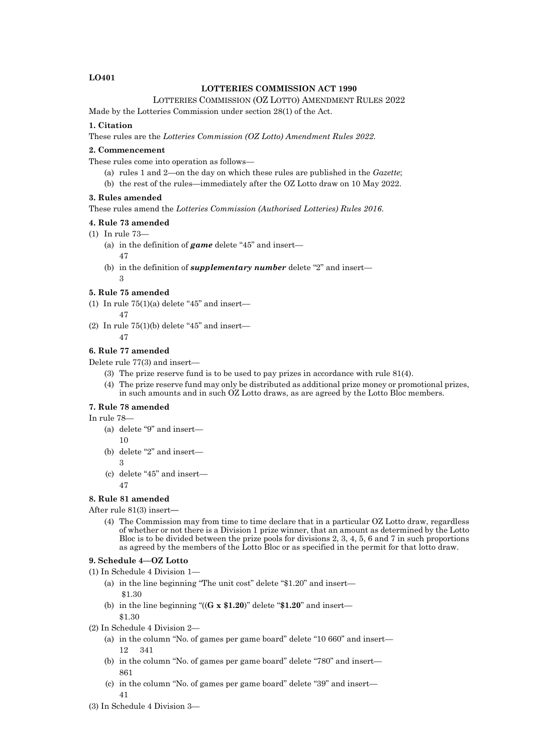**LO401**

**LOTTERIES COMMISSION ACT 1990**

LOTTERIES COMMISSION (OZ LOTTO) AMENDMENT RULES 2022

Made by the Lotteries Commission under section 28(1) of the Act.

**1. Citation**

These rules are the *Lotteries Commission (OZ Lotto) Amendment Rules 2022*.

**2. Commencement**

These rules come into operation as follows—

(a) rules 1 and 2—on the day on which these rules are published in the *Gazette*;

(b) the rest of the rules—immediately after the OZ Lotto draw on 10 May 2022.

**3. Rules amended**

These rules amend the *Lotteries Commission (Authorised Lotteries) Rules 2016*.

**4. Rule 73 amended**

(1) In rule 73—

(a) in the definition of ***game*** delete "45" and insert—

47

(b) in the definition of ***supplementary number*** delete "2" and insert—

3

**5. Rule 75 amended**

(1) In rule 75(1)(a) delete "45" and insert—

47

(2) In rule 75(1)(b) delete "45" and insert—

47

**6. Rule 77 amended**

Delete rule 77(3) and insert—

(3) The prize reserve fund is to be used to pay prizes in accordance with rule 81(4).

(4) The prize reserve fund may only be distributed as additional prize money or promotional prizes, in such amounts and in such OZ Lotto draws, as are agreed by the Lotto Bloc members.

**7. Rule 78 amended**

In rule 78—

(a) delete "9" and insert—

10

(b) delete "2" and insert—

3

(c) delete "45" and insert—

47

**8. Rule 81 amended**

After rule 81(3) insert—

(4) The Commission may from time to time declare that in a particular OZ Lotto draw, regardless of whether or not there is a Division 1 prize winner, that an amount as determined by the Lotto Bloc is to be divided between the prize pools for divisions 2, 3, 4, 5, 6 and 7 in such proportions as agreed by the members of the Lotto Bloc or as specified in the permit for that lotto draw.

**9. Schedule 4—OZ Lotto**

(1) In Schedule 4 Division 1—

(a) in the line beginning "The unit cost" delete "$1.20" and insert—

$1.30

(b) in the line beginning "((**G x $1.20**)" delete "**$1.20**" and insert—

$1.30

(2) In Schedule 4 Division 2—

(a) in the column "No. of games per game board" delete "10 660" and insert—

12 341

(b) in the column "No. of games per game board" delete "780" and insert—

861

(c) in the column "No. of games per game board" delete "39" and insert—

41

(3) In Schedule 4 Division 3—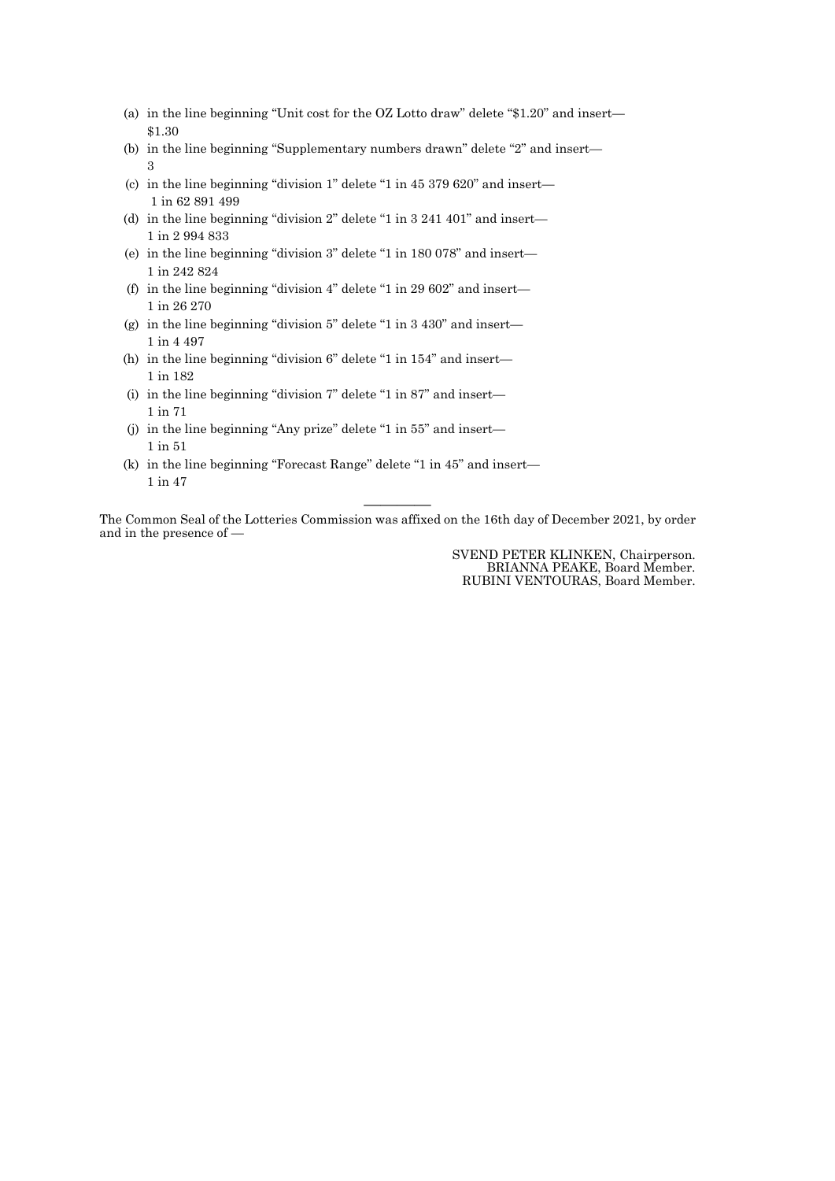(a) in the line beginning “Unit cost for the OZ Lotto draw” delete “$1.20” and insert—
$1.30

(b) in the line beginning “Supplementary numbers drawn” delete “2” and insert—
3

(c) in the line beginning “division 1” delete “1 in 45 379 620” and insert—
1 in 62 891 499

(d) in the line beginning “division 2” delete “1 in 3 241 401” and insert—
1 in 2 994 833

(e) in the line beginning “division 3” delete “1 in 180 078” and insert—
1 in 242 824

(f) in the line beginning “division 4” delete “1 in 29 602” and insert—
1 in 26 270

(g) in the line beginning “division 5” delete “1 in 3 430” and insert—
1 in 4 497

(h) in the line beginning “division 6” delete “1 in 154” and insert—
1 in 182

(i) in the line beginning “division 7” delete “1 in 87” and insert—
1 in 71

(j) in the line beginning “Any prize” delete “1 in 55” and insert—
1 in 51

(k) in the line beginning “Forecast Range” delete “1 in 45” and insert—
1 in 47

---

The Common Seal of the Lotteries Commission was affixed on the 16th day of December 2021, by order and in the presence of —

SVEND PETER KLINKEN, Chairperson.
BRIANNA PEAKE, Board Member.
RUBINI VENTOURAS, Board Member.